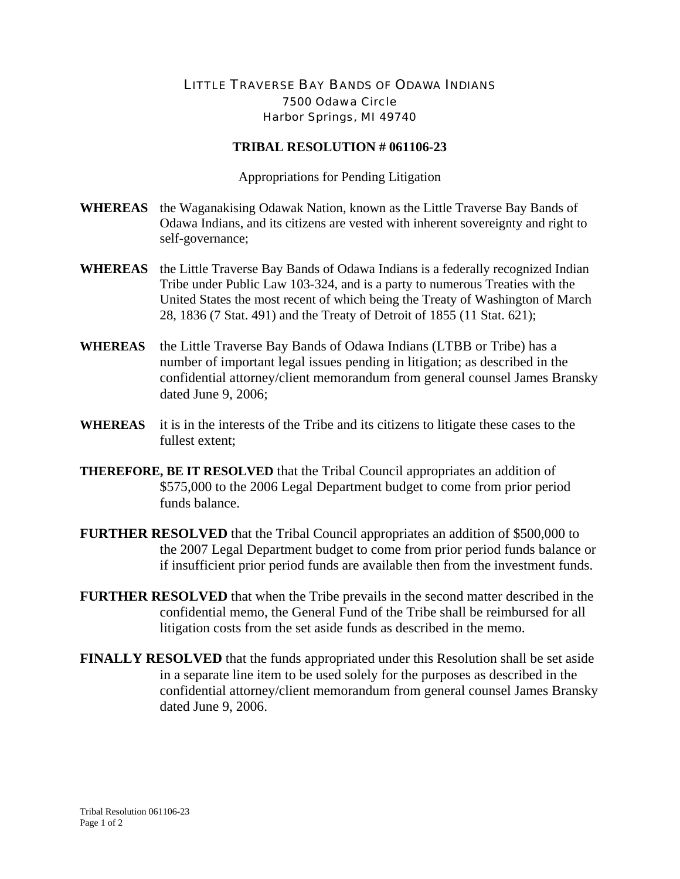LITTLE TRAVERSE BAY BANDS OF ODAWA INDIANS
7500 Odawa Circle
Harbor Springs, MI 49740

# TRIBAL RESOLUTION # 061106-23

Appropriations for Pending Litigation

**WHEREAS** the Waganakising Odawak Nation, known as the Little Traverse Bay Bands of Odawa Indians, and its citizens are vested with inherent sovereignty and right to self-governance;

**WHEREAS** the Little Traverse Bay Bands of Odawa Indians is a federally recognized Indian Tribe under Public Law 103-324, and is a party to numerous Treaties with the United States the most recent of which being the Treaty of Washington of March 28, 1836 (7 Stat. 491) and the Treaty of Detroit of 1855 (11 Stat. 621);

**WHEREAS** the Little Traverse Bay Bands of Odawa Indians (LTBB or Tribe) has a number of important legal issues pending in litigation; as described in the confidential attorney/client memorandum from general counsel James Bransky dated June 9, 2006;

**WHEREAS** it is in the interests of the Tribe and its citizens to litigate these cases to the fullest extent;

**THEREFORE, BE IT RESOLVED** that the Tribal Council appropriates an addition of $575,000 to the 2006 Legal Department budget to come from prior period funds balance.

**FURTHER RESOLVED** that the Tribal Council appropriates an addition of $500,000 to the 2007 Legal Department budget to come from prior period funds balance or if insufficient prior period funds are available then from the investment funds.

**FURTHER RESOLVED** that when the Tribe prevails in the second matter described in the confidential memo, the General Fund of the Tribe shall be reimbursed for all litigation costs from the set aside funds as described in the memo.

**FINALLY RESOLVED** that the funds appropriated under this Resolution shall be set aside in a separate line item to be used solely for the purposes as described in the confidential attorney/client memorandum from general counsel James Bransky dated June 9, 2006.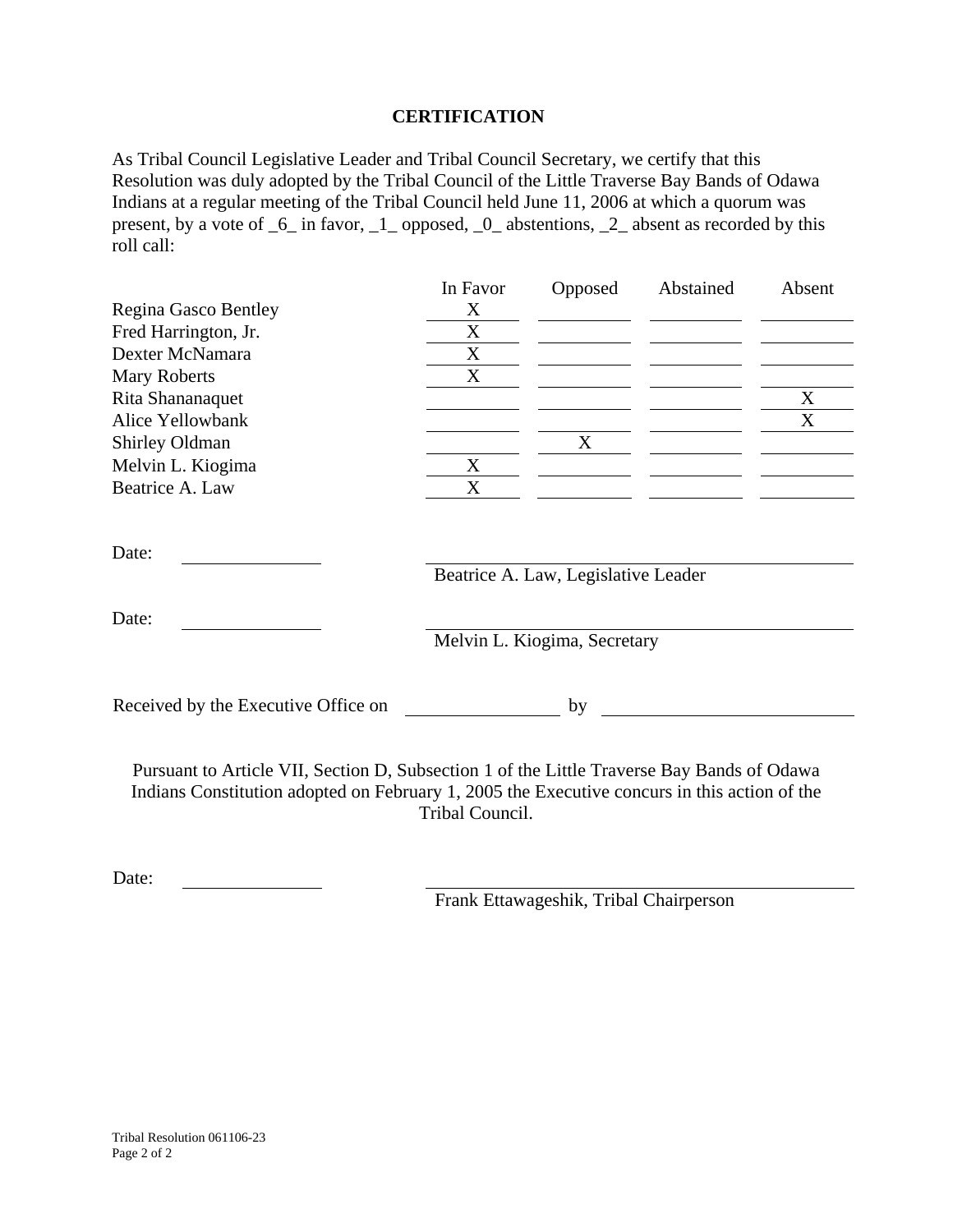## CERTIFICATION

As Tribal Council Legislative Leader and Tribal Council Secretary, we certify that this Resolution was duly adopted by the Tribal Council of the Little Traverse Bay Bands of Odawa Indians at a regular meeting of the Tribal Council held June 11, 2006 at which a quorum was present, by a vote of _6_ in favor, _1_ opposed, _0_ abstentions, _2_ absent as recorded by this roll call:

| | In Favor | Opposed | Abstained | Absent |
|---|---|---|---|---|
| Regina Gasco Bentley | X | | | |
| Fred Harrington, Jr. | X | | | |
| Dexter McNamara | X | | | |
| Mary Roberts | X | | | |
| Rita Shananaquet | | | | X |
| Alice Yellowbank | | | | X |
| Shirley Oldman | | X | | |
| Melvin L. Kiogima | X | | | |
| Beatrice A. Law | X | | | |

Date: \_\_\_\_\_\_\_\_\_\_\_\_\_\_\_ \_\_\_\_\_\_\_\_\_\_\_\_\_\_\_\_\_\_\_\_\_\_\_\_\_\_\_\_\_\_\_\_\_\_\_\_\_\_\_\_
Beatrice A. Law, Legislative Leader

Date: \_\_\_\_\_\_\_\_\_\_\_\_\_\_\_ \_\_\_\_\_\_\_\_\_\_\_\_\_\_\_\_\_\_\_\_\_\_\_\_\_\_\_\_\_\_\_\_\_\_\_\_\_\_\_\_
Melvin L. Kiogima, Secretary

Received by the Executive Office on \_\_\_\_\_\_\_\_\_\_\_\_\_\_\_\_\_ by \_\_\_\_\_\_\_\_\_\_\_\_\_\_\_\_\_\_\_\_\_\_\_\_\_\_\_

Pursuant to Article VII, Section D, Subsection 1 of the Little Traverse Bay Bands of Odawa Indians Constitution adopted on February 1, 2005 the Executive concurs in this action of the Tribal Council.

Date: \_\_\_\_\_\_\_\_\_\_\_\_\_\_\_ \_\_\_\_\_\_\_\_\_\_\_\_\_\_\_\_\_\_\_\_\_\_\_\_\_\_\_\_\_\_\_\_\_\_\_\_\_\_\_\_
Frank Ettawageshik, Tribal Chairperson

Tribal Resolution 061106-23